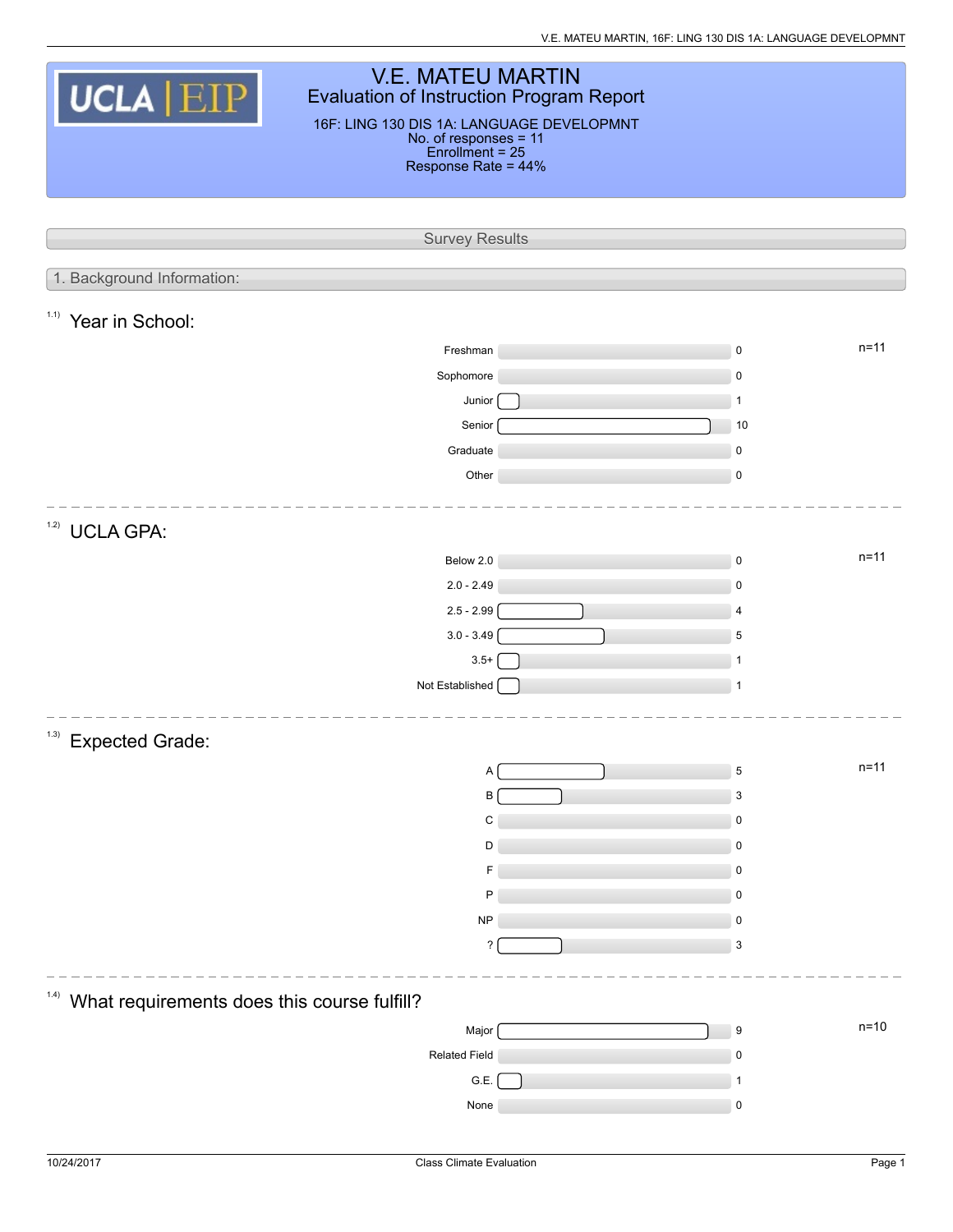# V.E. MATEU MARTIN

## Evaluation of Instruction Program Report

16F: LING 130 DIS 1A: LANGUAGE DEVELOPMNT
No. of responses = 11
Enrollment = 25
Response Rate = 44%

## Survey Results

### 1. Background Information:

#### 1.1) Year in School:

n=11

| Response | Count |
|---|---|
| Freshman | 0 |
| Sophomore | 0 |
| Junior | 1 |
| Senior | 10 |
| Graduate | 0 |
| Other | 0 |

#### 1.2) UCLA GPA:

n=11

| Response | Count |
|---|---|
| Below 2.0 | 0 |
| 2.0 - 2.49 | 0 |
| 2.5 - 2.99 | 4 |
| 3.0 - 3.49 | 5 |
| 3.5+ | 1 |
| Not Established | 1 |

#### 1.3) Expected Grade:

n=11

| Response | Count |
|---|---|
| A | 5 |
| B | 3 |
| C | 0 |
| D | 0 |
| F | 0 |
| P | 0 |
| NP | 0 |
| ? | 3 |

#### 1.4) What requirements does this course fulfill?

n=10

| Response | Count |
|---|---|
| Major | 9 |
| Related Field | 0 |
| G.E. | 1 |
| None | 0 |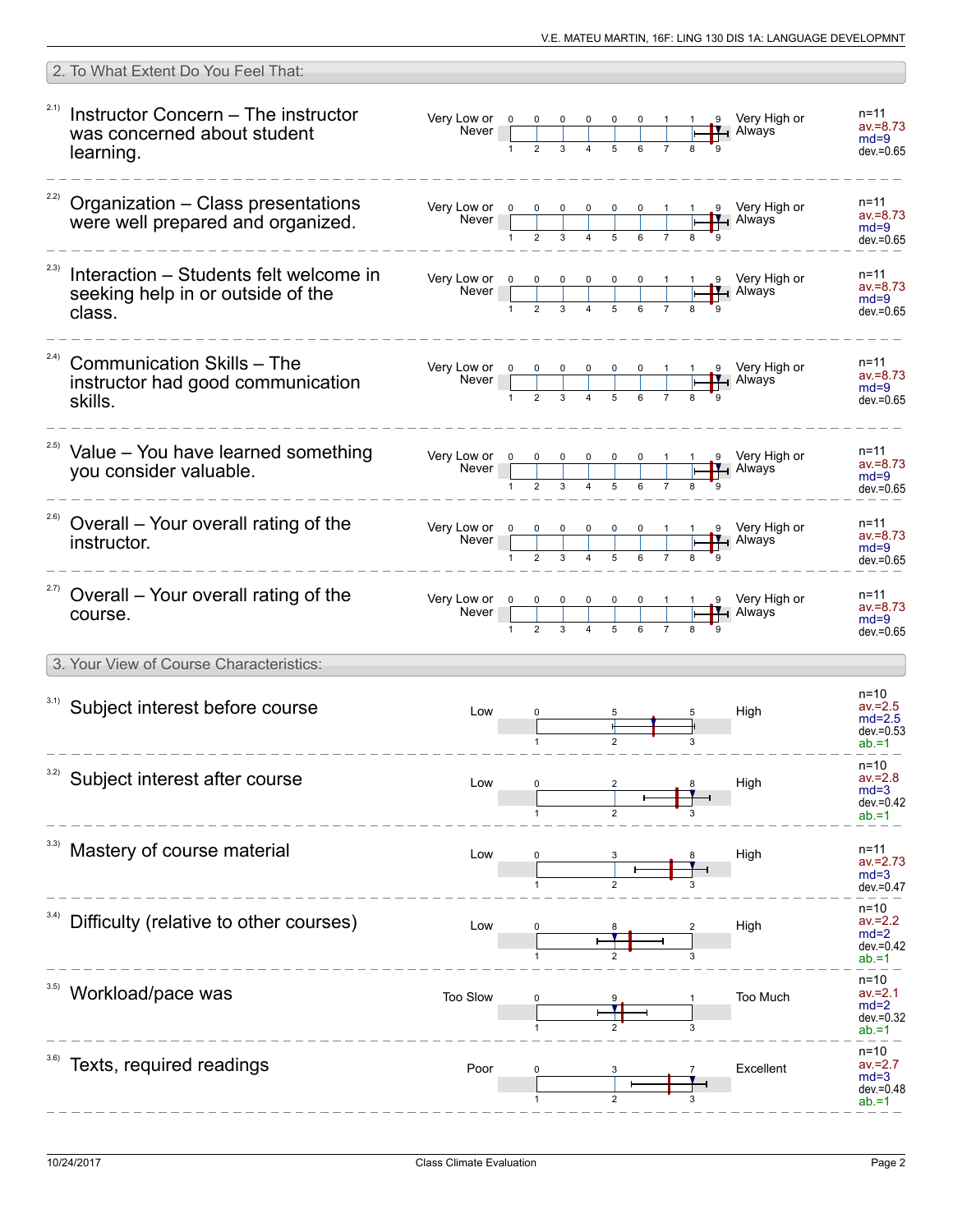## 2. To What Extent Do You Feel That:

| Item | Question | Low label | 1 | 2 | 3 | 4 | 5 | 6 | 7 | 8 | 9 | High label | Statistics |
|---|---|---|---|---|---|---|---|---|---|---|---|---|---|
| 2.1) | Instructor Concern – The instructor was concerned about student learning. | Very Low or Never | 0 | 0 | 0 | 0 | 0 | 0 | 1 | 1 | 9 | Very High or Always | n=11, av.=8.73, md=9, dev.=0.65 |
| 2.2) | Organization – Class presentations were well prepared and organized. | Very Low or Never | 0 | 0 | 0 | 0 | 0 | 0 | 1 | 1 | 9 | Very High or Always | n=11, av.=8.73, md=9, dev.=0.65 |
| 2.3) | Interaction – Students felt welcome in seeking help in or outside of the class. | Very Low or Never | 0 | 0 | 0 | 0 | 0 | 0 | 1 | 1 | 9 | Very High or Always | n=11, av.=8.73, md=9, dev.=0.65 |
| 2.4) | Communication Skills – The instructor had good communication skills. | Very Low or Never | 0 | 0 | 0 | 0 | 0 | 0 | 1 | 1 | 9 | Very High or Always | n=11, av.=8.73, md=9, dev.=0.65 |
| 2.5) | Value – You have learned something you consider valuable. | Very Low or Never | 0 | 0 | 0 | 0 | 0 | 0 | 1 | 1 | 9 | Very High or Always | n=11, av.=8.73, md=9, dev.=0.65 |
| 2.6) | Overall – Your overall rating of the instructor. | Very Low or Never | 0 | 0 | 0 | 0 | 0 | 0 | 1 | 1 | 9 | Very High or Always | n=11, av.=8.73, md=9, dev.=0.65 |
| 2.7) | Overall – Your overall rating of the course. | Very Low or Never | 0 | 0 | 0 | 0 | 0 | 0 | 1 | 1 | 9 | Very High or Always | n=11, av.=8.73, md=9, dev.=0.65 |

## 3. Your View of Course Characteristics:

| Item | Question | Low label | 1 | 2 | 3 | High label | Statistics |
|---|---|---|---|---|---|---|---|
| 3.1) | Subject interest before course | Low | 0 | 5 | 5 | High | n=10, av.=2.5, md=2.5, dev.=0.53, ab.=1 |
| 3.2) | Subject interest after course | Low | 0 | 2 | 8 | High | n=10, av.=2.8, md=3, dev.=0.42, ab.=1 |
| 3.3) | Mastery of course material | Low | 0 | 3 | 8 | High | n=11, av.=2.73, md=3, dev.=0.47 |
| 3.4) | Difficulty (relative to other courses) | Low | 0 | 8 | 2 | High | n=10, av.=2.2, md=2, dev.=0.42, ab.=1 |
| 3.5) | Workload/pace was | Too Slow | 0 | 9 | 1 | Too Much | n=10, av.=2.1, md=2, dev.=0.32, ab.=1 |
| 3.6) | Texts, required readings | Poor | 0 | 3 | 7 | Excellent | n=10, av.=2.7, md=3, dev.=0.48, ab.=1 |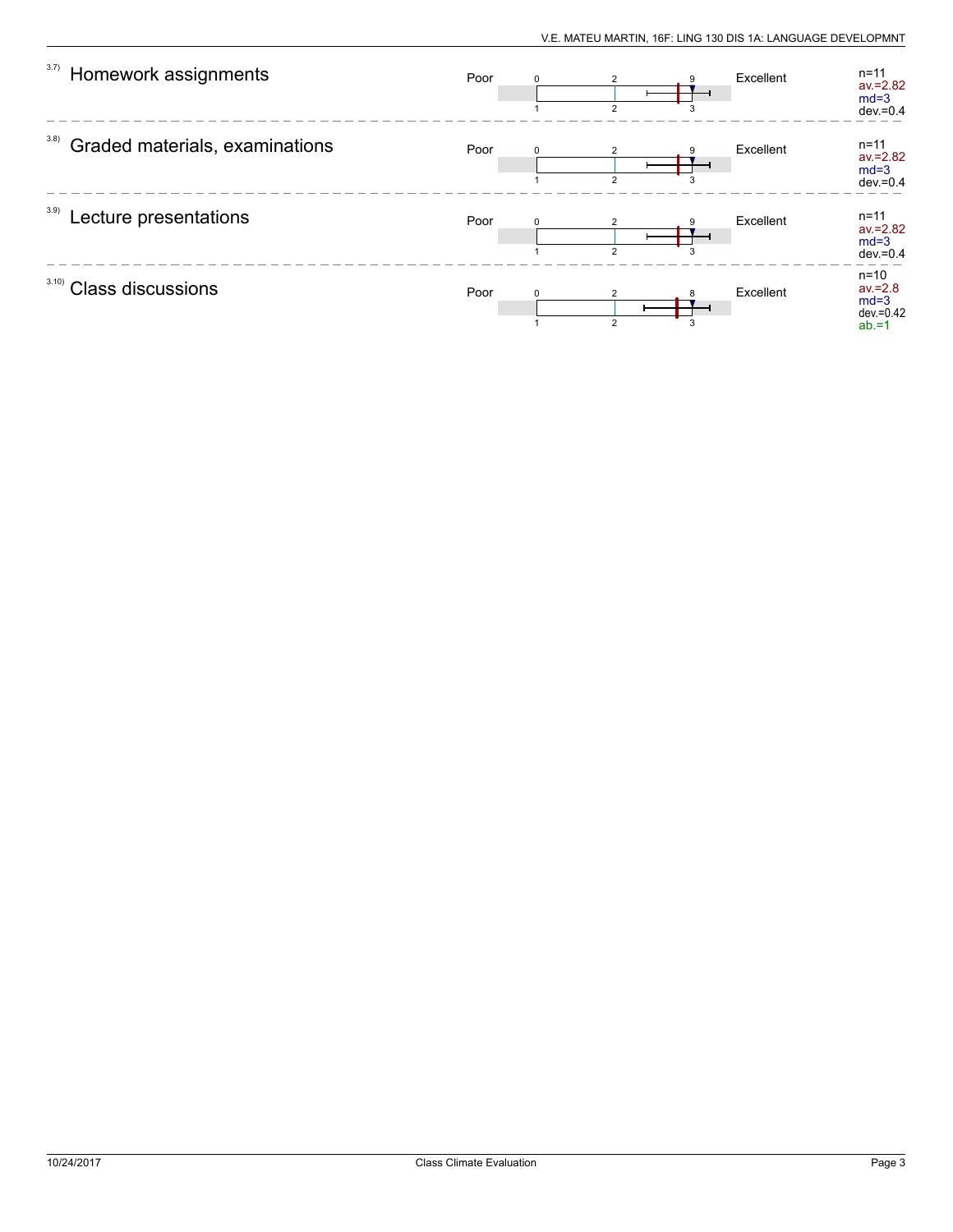| Item | Scale (left) | Distribution (1 / 2 / 3) | Scale (right) | Statistics |
| --- | --- | --- | --- | --- |
| 3.7) Homework assignments | Poor | 0 / 2 / 9 | Excellent | n=11, av.=2.82, md=3, dev.=0.4 |
| 3.8) Graded materials, examinations | Poor | 0 / 2 / 9 | Excellent | n=11, av.=2.82, md=3, dev.=0.4 |
| 3.9) Lecture presentations | Poor | 0 / 2 / 9 | Excellent | n=11, av.=2.82, md=3, dev.=0.4 |
| 3.10) Class discussions | Poor | 0 / 2 / 8 | Excellent | n=10, av.=2.8, md=3, dev.=0.42, ab.=1 |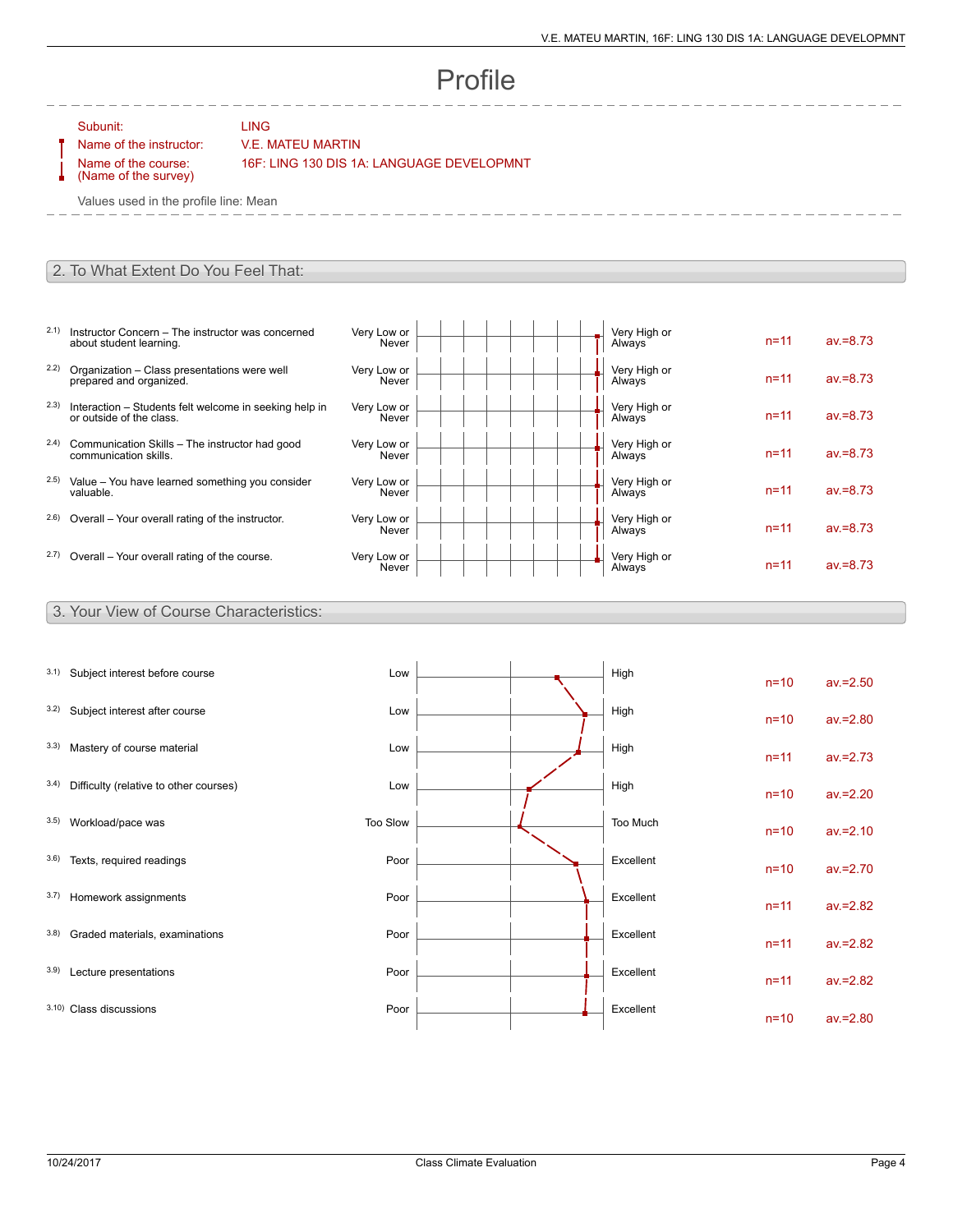# Profile

Subunit: LING
Name of the instructor: V.E. MATEU MARTIN
Name of the course: (Name of the survey) 16F: LING 130 DIS 1A: LANGUAGE DEVELOPMNT

Values used in the profile line: Mean

## 2. To What Extent Do You Feel That:

| | Item | Left pole | Right pole | n | av. |
|---|---|---|---|---|---|
| 2.1) | Instructor Concern – The instructor was concerned about student learning. | Very Low or Never | Very High or Always | n=11 | av.=8.73 |
| 2.2) | Organization – Class presentations were well prepared and organized. | Very Low or Never | Very High or Always | n=11 | av.=8.73 |
| 2.3) | Interaction – Students felt welcome in seeking help in or outside of the class. | Very Low or Never | Very High or Always | n=11 | av.=8.73 |
| 2.4) | Communication Skills – The instructor had good communication skills. | Very Low or Never | Very High or Always | n=11 | av.=8.73 |
| 2.5) | Value – You have learned something you consider valuable. | Very Low or Never | Very High or Always | n=11 | av.=8.73 |
| 2.6) | Overall – Your overall rating of the instructor. | Very Low or Never | Very High or Always | n=11 | av.=8.73 |
| 2.7) | Overall – Your overall rating of the course. | Very Low or Never | Very High or Always | n=11 | av.=8.73 |

## 3. Your View of Course Characteristics:

| | Item | Left pole | Right pole | n | av. |
|---|---|---|---|---|---|
| 3.1) | Subject interest before course | Low | High | n=10 | av.=2.50 |
| 3.2) | Subject interest after course | Low | High | n=10 | av.=2.80 |
| 3.3) | Mastery of course material | Low | High | n=11 | av.=2.73 |
| 3.4) | Difficulty (relative to other courses) | Low | High | n=10 | av.=2.20 |
| 3.5) | Workload/pace was | Too Slow | Too Much | n=10 | av.=2.10 |
| 3.6) | Texts, required readings | Poor | Excellent | n=10 | av.=2.70 |
| 3.7) | Homework assignments | Poor | Excellent | n=11 | av.=2.82 |
| 3.8) | Graded materials, examinations | Poor | Excellent | n=11 | av.=2.82 |
| 3.9) | Lecture presentations | Poor | Excellent | n=11 | av.=2.82 |
| 3.10) | Class discussions | Poor | Excellent | n=10 | av.=2.80 |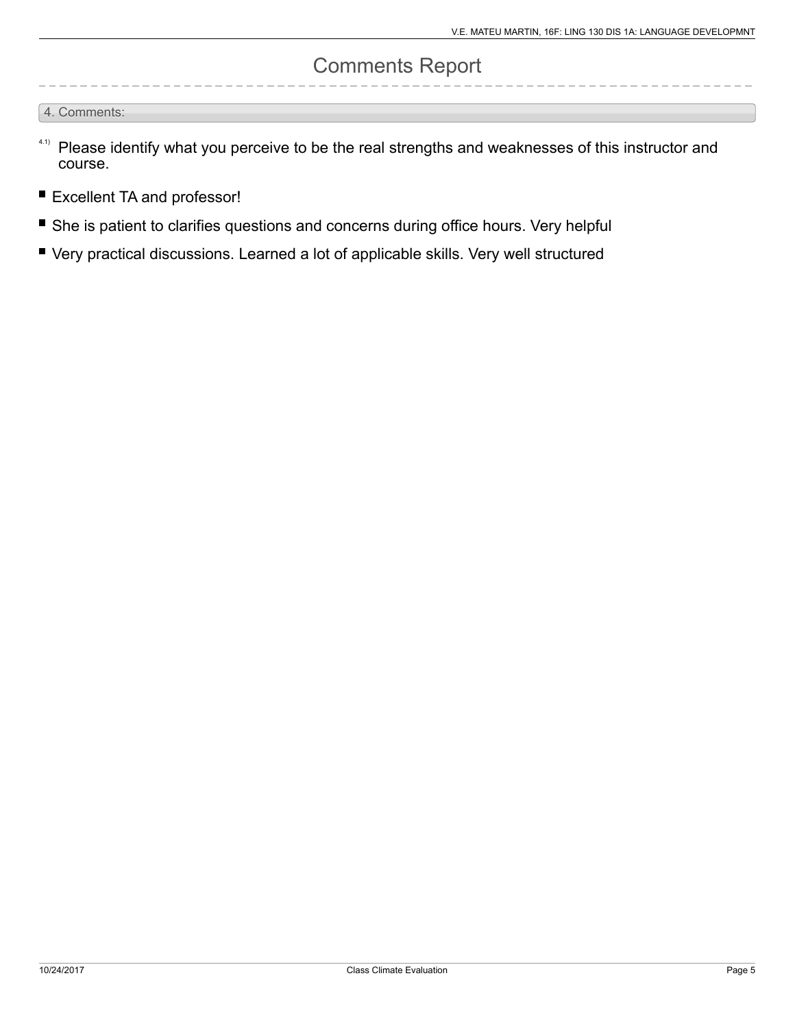# Comments Report

## 4. Comments:

4.1) Please identify what you perceive to be the real strengths and weaknesses of this instructor and course.

- Excellent TA and professor!
- She is patient to clarifies questions and concerns during office hours. Very helpful
- Very practical discussions. Learned a lot of applicable skills. Very well structured